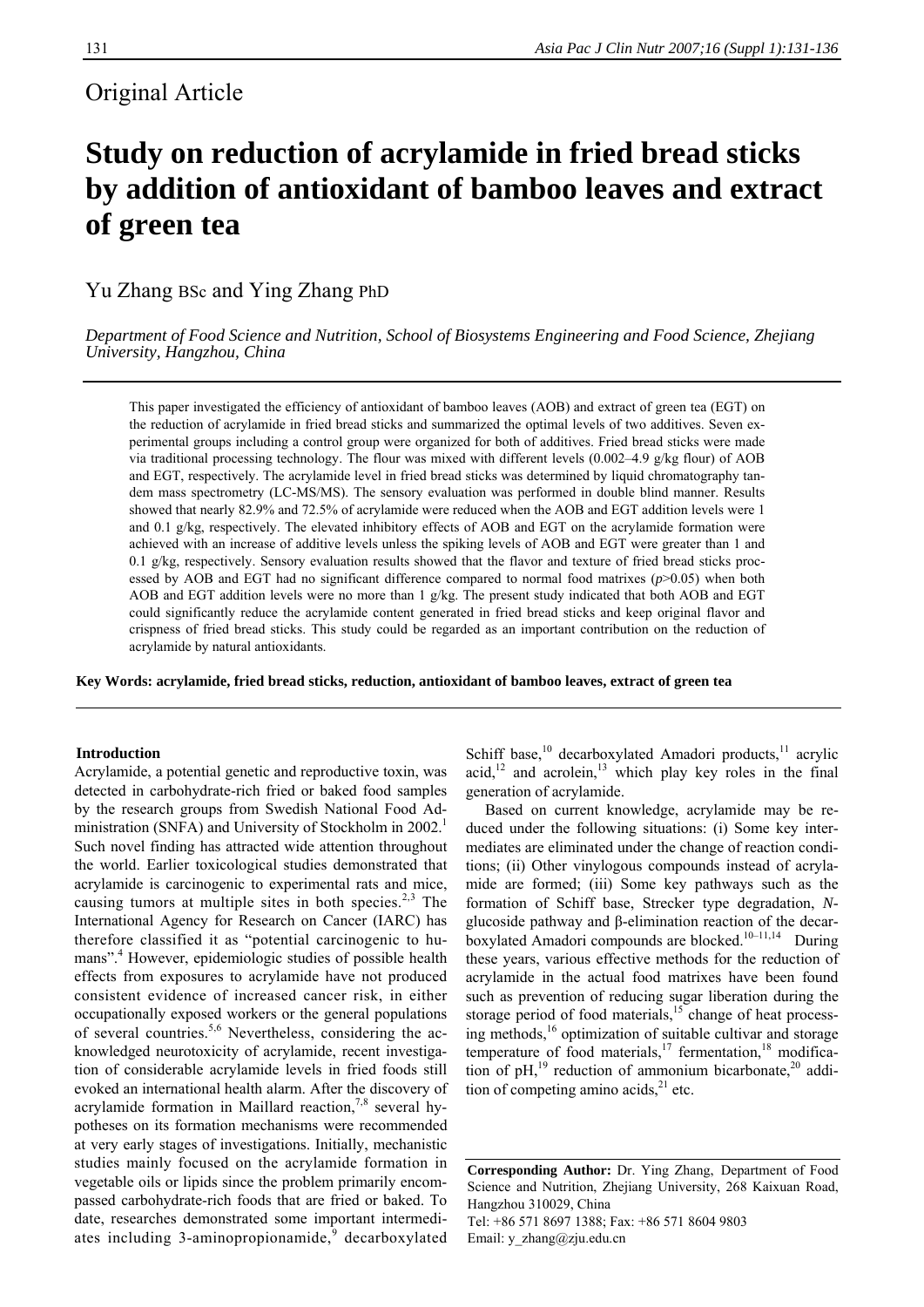Original Article

# Study on reduction of acrylamide in fried bread sticks by addition of antioxidant of bamboo leaves and extract of green tea

Yu Zhang BSc and Ying Zhang PhD

*Department of Food Science and Nutrition, School of Biosystems Engineering and Food Science, Zhejiang University, Hangzhou, China*

This paper investigated the efficiency of antioxidant of bamboo leaves (AOB) and extract of green tea (EGT) on the reduction of acrylamide in fried bread sticks and summarized the optimal levels of two additives. Seven experimental groups including a control group were organized for both of additives. Fried bread sticks were made via traditional processing technology. The flour was mixed with different levels (0.002–4.9 g/kg flour) of AOB and EGT, respectively. The acrylamide level in fried bread sticks was determined by liquid chromatography tandem mass spectrometry (LC-MS/MS). The sensory evaluation was performed in double blind manner. Results showed that nearly 82.9% and 72.5% of acrylamide were reduced when the AOB and EGT addition levels were 1 and 0.1 g/kg, respectively. The elevated inhibitory effects of AOB and EGT on the acrylamide formation were achieved with an increase of additive levels unless the spiking levels of AOB and EGT were greater than 1 and 0.1 g/kg, respectively. Sensory evaluation results showed that the flavor and texture of fried bread sticks processed by AOB and EGT had no significant difference compared to normal food matrixes ($p$>0.05) when both AOB and EGT addition levels were no more than 1 g/kg. The present study indicated that both AOB and EGT could significantly reduce the acrylamide content generated in fried bread sticks and keep original flavor and crispness of fried bread sticks. This study could be regarded as an important contribution on the reduction of acrylamide by natural antioxidants.

**Key Words: acrylamide, fried bread sticks, reduction, antioxidant of bamboo leaves, extract of green tea**

## Introduction

Acrylamide, a potential genetic and reproductive toxin, was detected in carbohydrate-rich fried or baked food samples by the research groups from Swedish National Food Administration (SNFA) and University of Stockholm in 2002.[1] Such novel finding has attracted wide attention throughout the world. Earlier toxicological studies demonstrated that acrylamide is carcinogenic to experimental rats and mice, causing tumors at multiple sites in both species.[2,3] The International Agency for Research on Cancer (IARC) has therefore classified it as "potential carcinogenic to humans".[4] However, epidemiologic studies of possible health effects from exposures to acrylamide have not produced consistent evidence of increased cancer risk, in either occupationally exposed workers or the general populations of several countries.[5,6] Nevertheless, considering the acknowledged neurotoxicity of acrylamide, recent investigation of considerable acrylamide levels in fried foods still evoked an international health alarm. After the discovery of acrylamide formation in Maillard reaction,[7,8] several hypotheses on its formation mechanisms were recommended at very early stages of investigations. Initially, mechanistic studies mainly focused on the acrylamide formation in vegetable oils or lipids since the problem primarily encompassed carbohydrate-rich foods that are fried or baked. To date, researches demonstrated some important intermediates including 3-aminopropionamide,[9] decarboxylated Schiff base,[10] decarboxylated Amadori products,[11] acrylic acid,[12] and acrolein,[13] which play key roles in the final generation of acrylamide.

Based on current knowledge, acrylamide may be reduced under the following situations: (i) Some key intermediates are eliminated under the change of reaction conditions; (ii) Other vinylogous compounds instead of acrylamide are formed; (iii) Some key pathways such as the formation of Schiff base, Strecker type degradation, *N*-glucoside pathway and β-elimination reaction of the decarboxylated Amadori compounds are blocked.[10–11,14] During these years, various effective methods for the reduction of acrylamide in the actual food matrixes have been found such as prevention of reducing sugar liberation during the storage period of food materials,[15] change of heat processing methods,[16] optimization of suitable cultivar and storage temperature of food materials,[17] fermentation,[18] modification of pH,[19] reduction of ammonium bicarbonate,[20] addition of competing amino acids,[21] etc.

**Corresponding Author:** Dr. Ying Zhang, Department of Food Science and Nutrition, Zhejiang University, 268 Kaixuan Road, Hangzhou 310029, China
Tel: +86 571 8697 1388; Fax: +86 571 8604 9803
Email: y_zhang@zju.edu.cn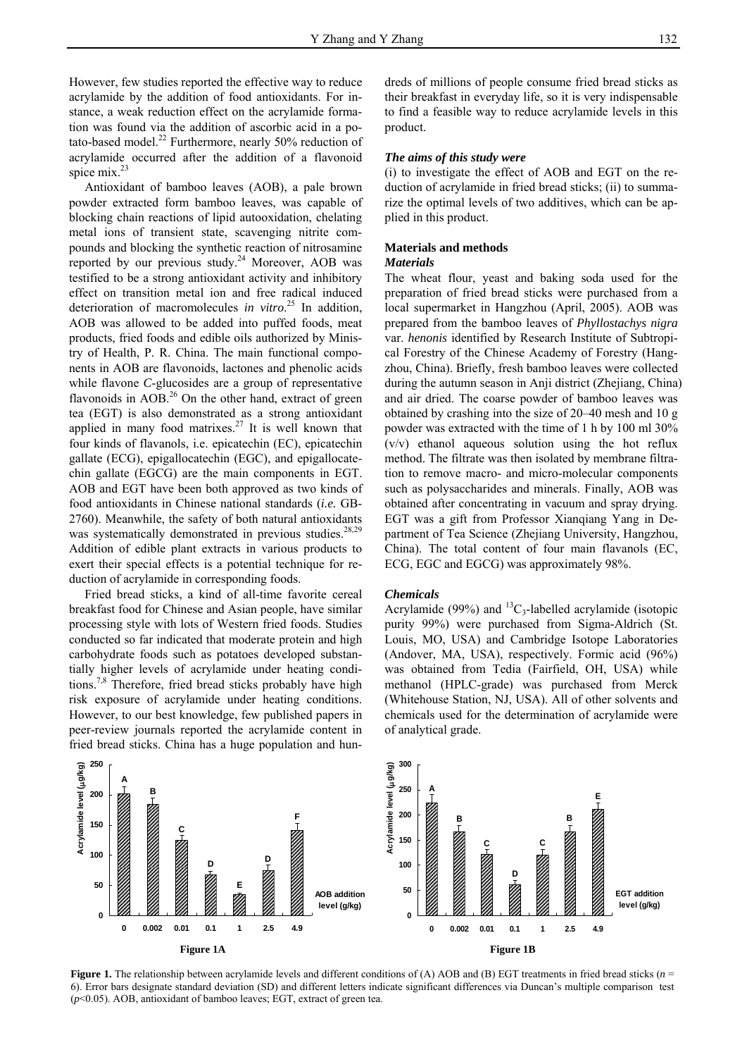However, few studies reported the effective way to reduce acrylamide by the addition of food antioxidants. For instance, a weak reduction effect on the acrylamide formation was found via the addition of ascorbic acid in a potato-based model.[22] Furthermore, nearly 50% reduction of acrylamide occurred after the addition of a flavonoid spice mix.[23]

Antioxidant of bamboo leaves (AOB), a pale brown powder extracted form bamboo leaves, was capable of blocking chain reactions of lipid autooxidation, chelating metal ions of transient state, scavenging nitrite compounds and blocking the synthetic reaction of nitrosamine reported by our previous study.[24] Moreover, AOB was testified to be a strong antioxidant activity and inhibitory effect on transition metal ion and free radical induced deterioration of macromolecules *in vitro*.[25] In addition, AOB was allowed to be added into puffed foods, meat products, fried foods and edible oils authorized by Ministry of Health, P. R. China. The main functional components in AOB are flavonoids, lactones and phenolic acids while flavone *C*-glucosides are a group of representative flavonoids in AOB.[26] On the other hand, extract of green tea (EGT) is also demonstrated as a strong antioxidant applied in many food matrixes.[27] It is well known that four kinds of flavanols, i.e. epicatechin (EC), epicatechin gallate (ECG), epigallocatechin (EGC), and epigallocatechin gallate (EGCG) are the main components in EGT. AOB and EGT have been both approved as two kinds of food antioxidants in Chinese national standards (*i.e.* GB-2760). Meanwhile, the safety of both natural antioxidants was systematically demonstrated in previous studies.[28,29] Addition of edible plant extracts in various products to exert their special effects is a potential technique for reduction of acrylamide in corresponding foods.

Fried bread sticks, a kind of all-time favorite cereal breakfast food for Chinese and Asian people, have similar processing style with lots of Western fried foods. Studies conducted so far indicated that moderate protein and high carbohydrate foods such as potatoes developed substantially higher levels of acrylamide under heating conditions.[7,8] Therefore, fried bread sticks probably have high risk exposure of acrylamide under heating conditions. However, to our best knowledge, few published papers in peer-review journals reported the acrylamide content in fried bread sticks. China has a huge population and hundreds of millions of people consume fried bread sticks as their breakfast in everyday life, so it is very indispensable to find a feasible way to reduce acrylamide levels in this product.

### *The aims of this study were*

(i) to investigate the effect of AOB and EGT on the reduction of acrylamide in fried bread sticks; (ii) to summarize the optimal levels of two additives, which can be applied in this product.

## Materials and methods

### *Materials*

The wheat flour, yeast and baking soda used for the preparation of fried bread sticks were purchased from a local supermarket in Hangzhou (April, 2005). AOB was prepared from the bamboo leaves of *Phyllostachys nigra* var. *henonis* identified by Research Institute of Subtropical Forestry of the Chinese Academy of Forestry (Hangzhou, China). Briefly, fresh bamboo leaves were collected during the autumn season in Anji district (Zhejiang, China) and air dried. The coarse powder of bamboo leaves was obtained by crashing into the size of 20–40 mesh and 10 g powder was extracted with the time of 1 h by 100 ml 30% (v/v) ethanol aqueous solution using the hot reflux method. The filtrate was then isolated by membrane filtration to remove macro- and micro-molecular components such as polysaccharides and minerals. Finally, AOB was obtained after concentrating in vacuum and spray drying. EGT was a gift from Professor Xianqiang Yang in Department of Tea Science (Zhejiang University, Hangzhou, China). The total content of four main flavanols (EC, ECG, EGC and EGCG) was approximately 98%.

### *Chemicals*

Acrylamide (99%) and $^{13}C_3$-labelled acrylamide (isotopic purity 99%) were purchased from Sigma-Aldrich (St. Louis, MO, USA) and Cambridge Isotope Laboratories (Andover, MA, USA), respectively. Formic acid (96%) was obtained from Tedia (Fairfield, OH, USA) while methanol (HPLC-grade) was purchased from Merck (Whitehouse Station, NJ, USA). All of other solvents and chemicals used for the determination of acrylamide were of analytical grade.

**Figure 1.** The relationship between acrylamide levels and different conditions of (A) AOB and (B) EGT treatments in fried bread sticks ($n$ = 6). Error bars designate standard deviation (SD) and different letters indicate significant differences via Duncan's multiple comparison test ($p$<0.05). AOB, antioxidant of bamboo leaves; EGT, extract of green tea.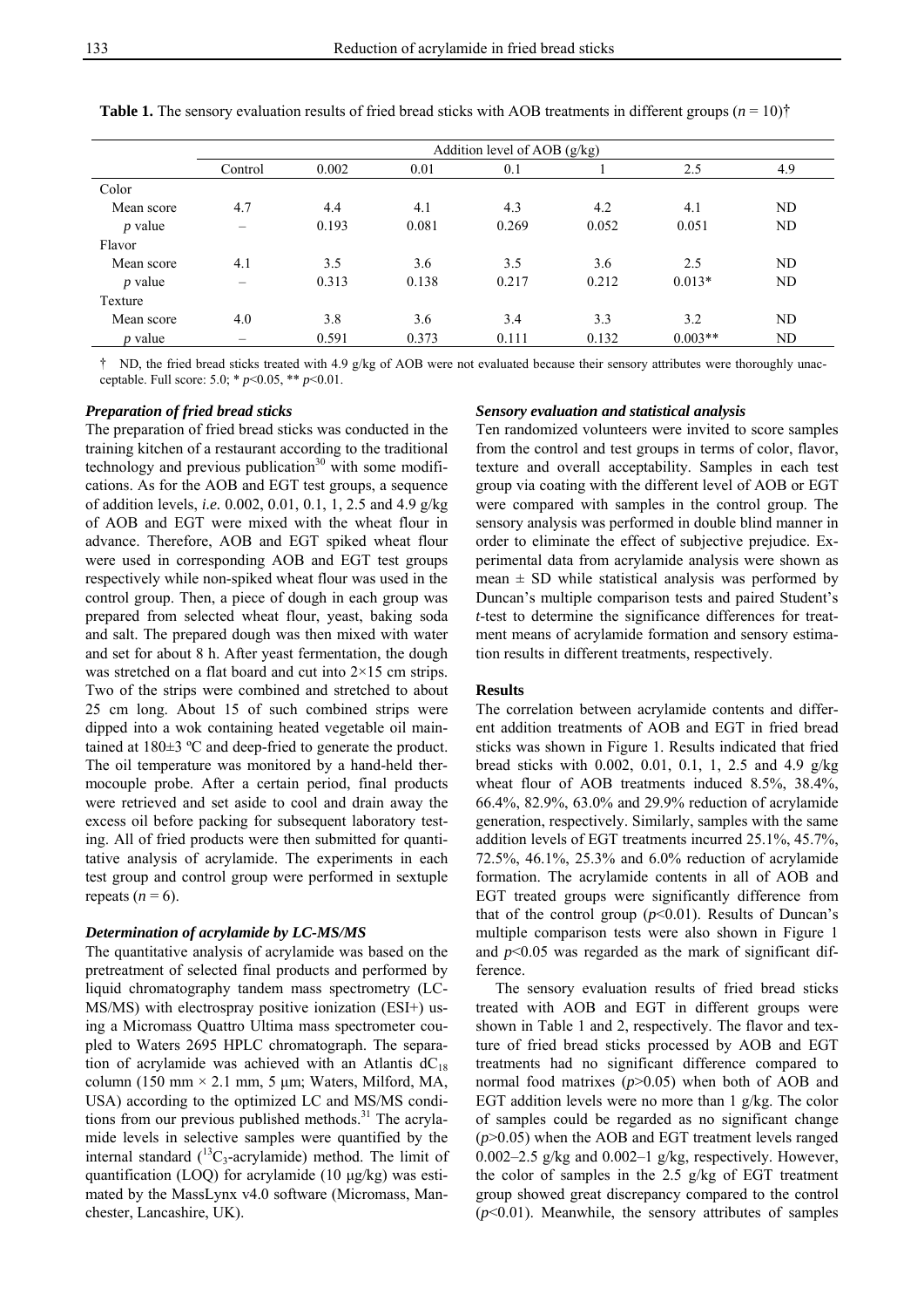**Table 1.** The sensory evaluation results of fried bread sticks with AOB treatments in different groups ($n$ = 10)†

| | Addition level of AOB (g/kg) | | | | | | |
|---|---|---|---|---|---|---|---|
| | Control | 0.002 | 0.01 | 0.1 | 1 | 2.5 | 4.9 |
| Color | | | | | | | |
| Mean score | 4.7 | 4.4 | 4.1 | 4.3 | 4.2 | 4.1 | ND |
| *p* value | – | 0.193 | 0.081 | 0.269 | 0.052 | 0.051 | ND |
| Flavor | | | | | | | |
| Mean score | 4.1 | 3.5 | 3.6 | 3.5 | 3.6 | 2.5 | ND |
| *p* value | – | 0.313 | 0.138 | 0.217 | 0.212 | 0.013* | ND |
| Texture | | | | | | | |
| Mean score | 4.0 | 3.8 | 3.6 | 3.4 | 3.3 | 3.2 | ND |
| *p* value | – | 0.591 | 0.373 | 0.111 | 0.132 | 0.003** | ND |

† ND, the fried bread sticks treated with 4.9 g/kg of AOB were not evaluated because their sensory attributes were thoroughly unacceptable. Full score: 5.0; * $p$<0.05, ** $p$<0.01.

### *Preparation of fried bread sticks*

The preparation of fried bread sticks was conducted in the training kitchen of a restaurant according to the traditional technology and previous publication[30] with some modifications. As for the AOB and EGT test groups, a sequence of addition levels, *i.e.* 0.002, 0.01, 0.1, 1, 2.5 and 4.9 g/kg of AOB and EGT were mixed with the wheat flour in advance. Therefore, AOB and EGT spiked wheat flour were used in corresponding AOB and EGT test groups respectively while non-spiked wheat flour was used in the control group. Then, a piece of dough in each group was prepared from selected wheat flour, yeast, baking soda and salt. The prepared dough was then mixed with water and set for about 8 h. After yeast fermentation, the dough was stretched on a flat board and cut into 2×15 cm strips. Two of the strips were combined and stretched to about 25 cm long. About 15 of such combined strips were dipped into a wok containing heated vegetable oil maintained at 180±3 ºC and deep-fried to generate the product. The oil temperature was monitored by a hand-held thermocouple probe. After a certain period, final products were retrieved and set aside to cool and drain away the excess oil before packing for subsequent laboratory testing. All of fried products were then submitted for quantitative analysis of acrylamide. The experiments in each test group and control group were performed in sextuple repeats ($n$ = 6).

### *Determination of acrylamide by LC-MS/MS*

The quantitative analysis of acrylamide was based on the pretreatment of selected final products and performed by liquid chromatography tandem mass spectrometry (LC-MS/MS) with electrospray positive ionization (ESI+) using a Micromass Quattro Ultima mass spectrometer coupled to Waters 2695 HPLC chromatograph. The separation of acrylamide was achieved with an Atlantis $dC_{18}$ column (150 mm × 2.1 mm, 5 µm; Waters, Milford, MA, USA) according to the optimized LC and MS/MS conditions from our previous published methods.[31] The acrylamide levels in selective samples were quantified by the internal standard ($^{13}C_3$-acrylamide) method. The limit of quantification (LOQ) for acrylamide (10 µg/kg) was estimated by the MassLynx v4.0 software (Micromass, Manchester, Lancashire, UK).

### *Sensory evaluation and statistical analysis*

Ten randomized volunteers were invited to score samples from the control and test groups in terms of color, flavor, texture and overall acceptability. Samples in each test group via coating with the different level of AOB or EGT were compared with samples in the control group. The sensory analysis was performed in double blind manner in order to eliminate the effect of subjective prejudice. Experimental data from acrylamide analysis were shown as mean ± SD while statistical analysis was performed by Duncan's multiple comparison tests and paired Student's *t*-test to determine the significance differences for treatment means of acrylamide formation and sensory estimation results in different treatments, respectively.

### **Results**

The correlation between acrylamide contents and different addition treatments of AOB and EGT in fried bread sticks was shown in Figure 1. Results indicated that fried bread sticks with 0.002, 0.01, 0.1, 1, 2.5 and 4.9 g/kg wheat flour of AOB treatments induced 8.5%, 38.4%, 66.4%, 82.9%, 63.0% and 29.9% reduction of acrylamide generation, respectively. Similarly, samples with the same addition levels of EGT treatments incurred 25.1%, 45.7%, 72.5%, 46.1%, 25.3% and 6.0% reduction of acrylamide formation. The acrylamide contents in all of AOB and EGT treated groups were significantly difference from that of the control group ($p$<0.01). Results of Duncan's multiple comparison tests were also shown in Figure 1 and $p$<0.05 was regarded as the mark of significant difference.

The sensory evaluation results of fried bread sticks treated with AOB and EGT in different groups were shown in Table 1 and 2, respectively. The flavor and texture of fried bread sticks processed by AOB and EGT treatments had no significant difference compared to normal food matrixes ($p$>0.05) when both of AOB and EGT addition levels were no more than 1 g/kg. The color of samples could be regarded as no significant change ($p$>0.05) when the AOB and EGT treatment levels ranged 0.002–2.5 g/kg and 0.002–1 g/kg, respectively. However, the color of samples in the 2.5 g/kg of EGT treatment group showed great discrepancy compared to the control ($p$<0.01). Meanwhile, the sensory attributes of samples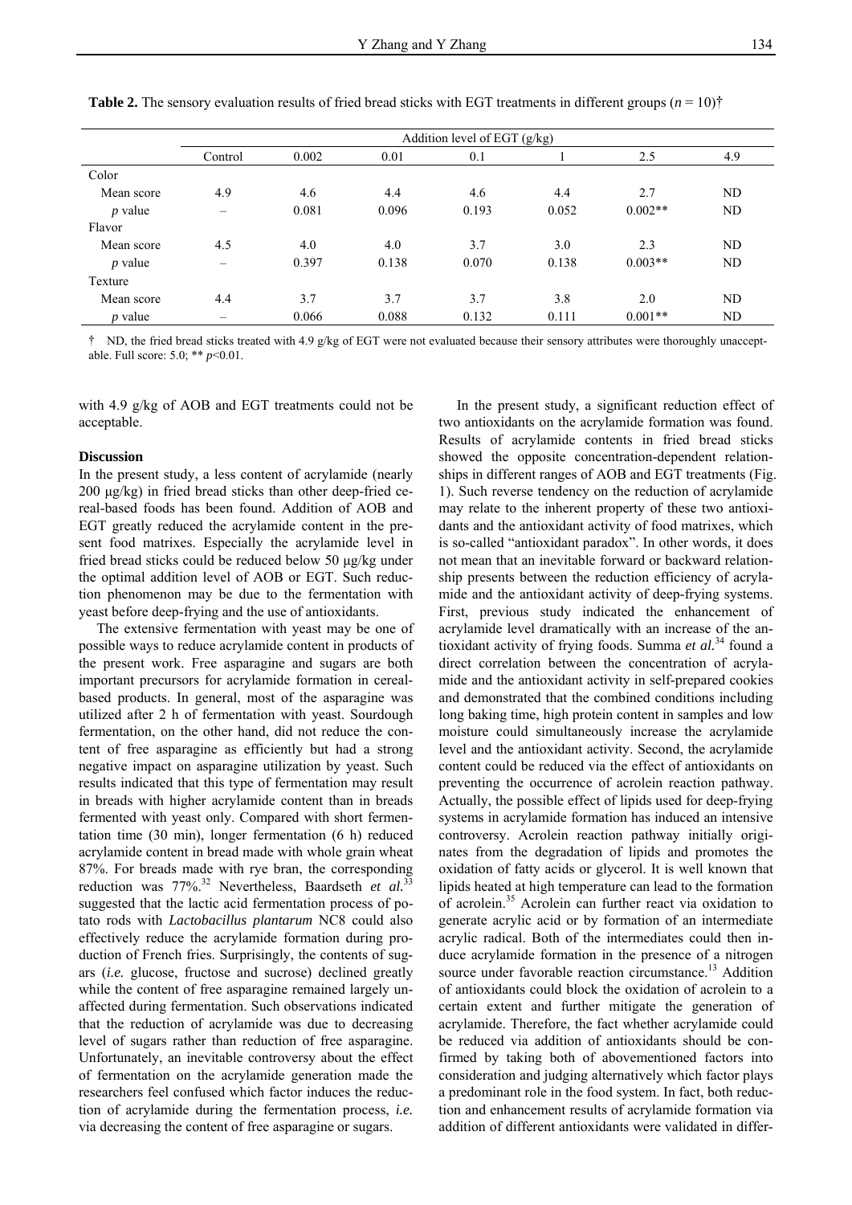**Table 2.** The sensory evaluation results of fried bread sticks with EGT treatments in different groups ($n$ = 10)†

| | Addition level of EGT (g/kg) | | | | | | |
|---|---|---|---|---|---|---|---|
| | Control | 0.002 | 0.01 | 0.1 | 1 | 2.5 | 4.9 |
| Color | | | | | | | |
| Mean score | 4.9 | 4.6 | 4.4 | 4.6 | 4.4 | 2.7 | ND |
| $p$ value | – | 0.081 | 0.096 | 0.193 | 0.052 | 0.002** | ND |
| Flavor | | | | | | | |
| Mean score | 4.5 | 4.0 | 4.0 | 3.7 | 3.0 | 2.3 | ND |
| $p$ value | – | 0.397 | 0.138 | 0.070 | 0.138 | 0.003** | ND |
| Texture | | | | | | | |
| Mean score | 4.4 | 3.7 | 3.7 | 3.7 | 3.8 | 2.0 | ND |
| $p$ value | – | 0.066 | 0.088 | 0.132 | 0.111 | 0.001** | ND |

† ND, the fried bread sticks treated with 4.9 g/kg of EGT were not evaluated because their sensory attributes were thoroughly unacceptable. Full score: 5.0; ** $p$<0.01.

with 4.9 g/kg of AOB and EGT treatments could not be acceptable.

### Discussion

In the present study, a less content of acrylamide (nearly 200 μg/kg) in fried bread sticks than other deep-fried cereal-based foods has been found. Addition of AOB and EGT greatly reduced the acrylamide content in the present food matrixes. Especially the acrylamide level in fried bread sticks could be reduced below 50 μg/kg under the optimal addition level of AOB or EGT. Such reduction phenomenon may be due to the fermentation with yeast before deep-frying and the use of antioxidants.

The extensive fermentation with yeast may be one of possible ways to reduce acrylamide content in products of the present work. Free asparagine and sugars are both important precursors for acrylamide formation in cereal-based products. In general, most of the asparagine was utilized after 2 h of fermentation with yeast. Sourdough fermentation, on the other hand, did not reduce the content of free asparagine as efficiently but had a strong negative impact on asparagine utilization by yeast. Such results indicated that this type of fermentation may result in breads with higher acrylamide content than in breads fermented with yeast only. Compared with short fermentation time (30 min), longer fermentation (6 h) reduced acrylamide content in bread made with whole grain wheat 87%. For breads made with rye bran, the corresponding reduction was 77%.[32] Nevertheless, Baardseth *et al.*[33] suggested that the lactic acid fermentation process of potato rods with *Lactobacillus plantarum* NC8 could also effectively reduce the acrylamide formation during production of French fries. Surprisingly, the contents of sugars (*i.e.* glucose, fructose and sucrose) declined greatly while the content of free asparagine remained largely unaffected during fermentation. Such observations indicated that the reduction of acrylamide was due to decreasing level of sugars rather than reduction of free asparagine. Unfortunately, an inevitable controversy about the effect of fermentation on the acrylamide generation made the researchers feel confused which factor induces the reduction of acrylamide during the fermentation process, *i.e.* via decreasing the content of free asparagine or sugars.

In the present study, a significant reduction effect of two antioxidants on the acrylamide formation was found. Results of acrylamide contents in fried bread sticks showed the opposite concentration-dependent relationships in different ranges of AOB and EGT treatments (Fig. 1). Such reverse tendency on the reduction of acrylamide may relate to the inherent property of these two antioxidants and the antioxidant activity of food matrixes, which is so-called "antioxidant paradox". In other words, it does not mean that an inevitable forward or backward relationship presents between the reduction efficiency of acrylamide and the antioxidant activity of deep-frying systems. First, previous study indicated the enhancement of acrylamide level dramatically with an increase of the antioxidant activity of frying foods. Summa *et al.*[34] found a direct correlation between the concentration of acrylamide and the antioxidant activity in self-prepared cookies and demonstrated that the combined conditions including long baking time, high protein content in samples and low moisture could simultaneously increase the acrylamide level and the antioxidant activity. Second, the acrylamide content could be reduced via the effect of antioxidants on preventing the occurrence of acrolein reaction pathway. Actually, the possible effect of lipids used for deep-frying systems in acrylamide formation has induced an intensive controversy. Acrolein reaction pathway initially originates from the degradation of lipids and promotes the oxidation of fatty acids or glycerol. It is well known that lipids heated at high temperature can lead to the formation of acrolein.[35] Acrolein can further react via oxidation to generate acrylic acid or by formation of an intermediate acrylic radical. Both of the intermediates could then induce acrylamide formation in the presence of a nitrogen source under favorable reaction circumstance.[13] Addition of antioxidants could block the oxidation of acrolein to a certain extent and further mitigate the generation of acrylamide. Therefore, the fact whether acrylamide could be reduced via addition of antioxidants should be confirmed by taking both of abovementioned factors into consideration and judging alternatively which factor plays a predominant role in the food system. In fact, both reduction and enhancement results of acrylamide formation via addition of different antioxidants were validated in differ-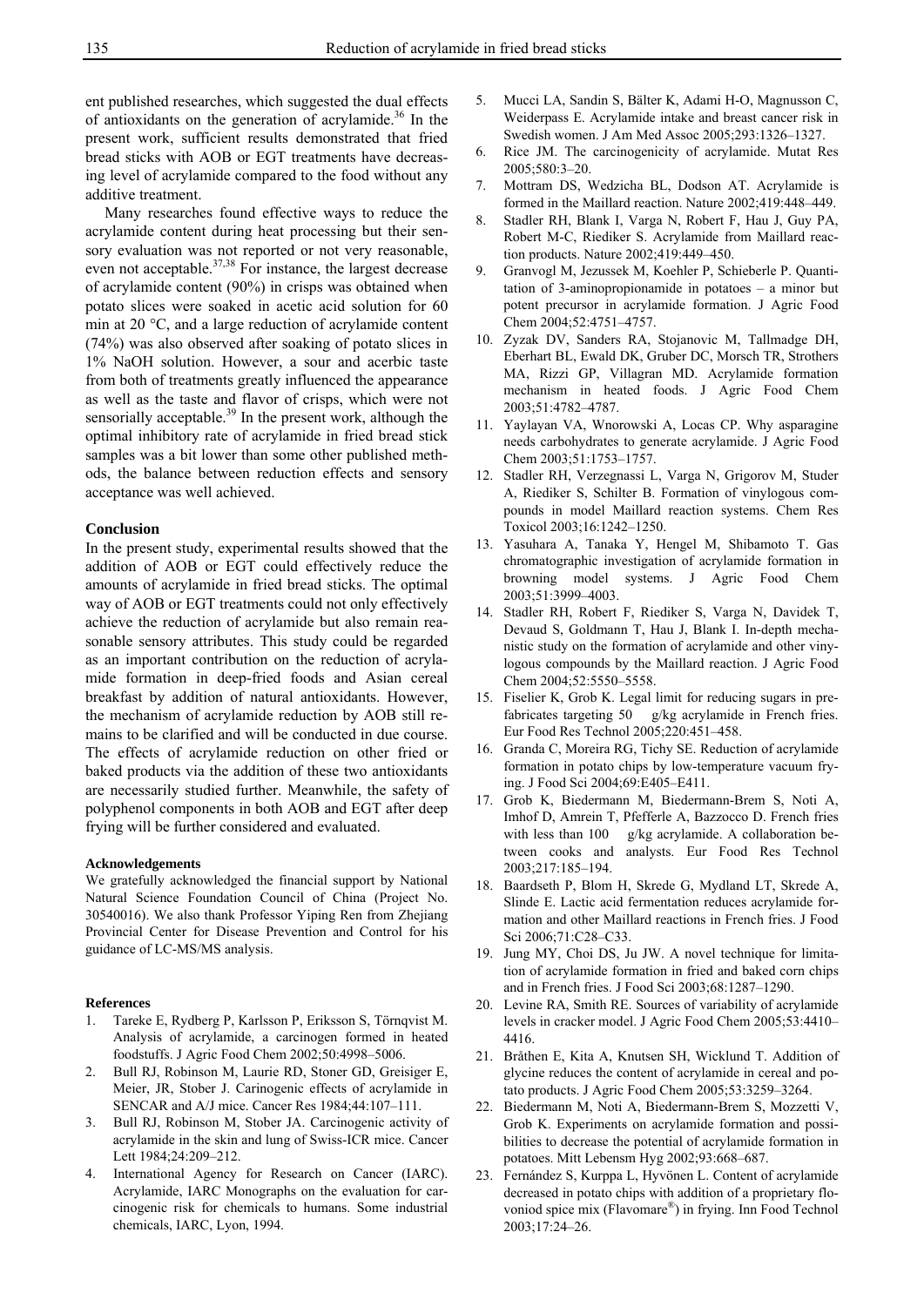ent published researches, which suggested the dual effects of antioxidants on the generation of acrylamide.[36] In the present work, sufficient results demonstrated that fried bread sticks with AOB or EGT treatments have decreasing level of acrylamide compared to the food without any additive treatment.

Many researches found effective ways to reduce the acrylamide content during heat processing but their sensory evaluation was not reported or not very reasonable, even not acceptable.[37,38] For instance, the largest decrease of acrylamide content (90%) in crisps was obtained when potato slices were soaked in acetic acid solution for 60 min at 20 °C, and a large reduction of acrylamide content (74%) was also observed after soaking of potato slices in 1% NaOH solution. However, a sour and acerbic taste from both of treatments greatly influenced the appearance as well as the taste and flavor of crisps, which were not sensorially acceptable.[39] In the present work, although the optimal inhibitory rate of acrylamide in fried bread stick samples was a bit lower than some other published methods, the balance between reduction effects and sensory acceptance was well achieved.

## Conclusion

In the present study, experimental results showed that the addition of AOB or EGT could effectively reduce the amounts of acrylamide in fried bread sticks. The optimal way of AOB or EGT treatments could not only effectively achieve the reduction of acrylamide but also remain reasonable sensory attributes. This study could be regarded as an important contribution on the reduction of acrylamide formation in deep-fried foods and Asian cereal breakfast by addition of natural antioxidants. However, the mechanism of acrylamide reduction by AOB still remains to be clarified and will be conducted in due course. The effects of acrylamide reduction on other fried or baked products via the addition of these two antioxidants are necessarily studied further. Meanwhile, the safety of polyphenol components in both AOB and EGT after deep frying will be further considered and evaluated.

#### Acknowledgements

We gratefully acknowledged the financial support by National Natural Science Foundation Council of China (Project No. 30540016). We also thank Professor Yiping Ren from Zhejiang Provincial Center for Disease Prevention and Control for his guidance of LC-MS/MS analysis.

#### References

1. Tareke E, Rydberg P, Karlsson P, Eriksson S, Törnqvist M. Analysis of acrylamide, a carcinogen formed in heated foodstuffs. J Agric Food Chem 2002;50:4998–5006.
2. Bull RJ, Robinson M, Laurie RD, Stoner GD, Greisiger E, Meier, JR, Stober J. Carinogenic effects of acrylamide in SENCAR and A/J mice. Cancer Res 1984;44:107–111.
3. Bull RJ, Robinson M, Stober JA. Carcinogenic activity of acrylamide in the skin and lung of Swiss-ICR mice. Cancer Lett 1984;24:209–212.
4. International Agency for Research on Cancer (IARC). Acrylamide, IARC Monographs on the evaluation for carcinogenic risk for chemicals to humans. Some industrial chemicals, IARC, Lyon, 1994.
5. Mucci LA, Sandin S, Bälter K, Adami H-O, Magnusson C, Weiderpass E. Acrylamide intake and breast cancer risk in Swedish women. J Am Med Assoc 2005;293:1326–1327.
6. Rice JM. The carcinogenicity of acrylamide. Mutat Res 2005;580:3–20.
7. Mottram DS, Wedzicha BL, Dodson AT. Acrylamide is formed in the Maillard reaction. Nature 2002;419:448–449.
8. Stadler RH, Blank I, Varga N, Robert F, Hau J, Guy PA, Robert M-C, Riediker S. Acrylamide from Maillard reaction products. Nature 2002;419:449–450.
9. Granvogl M, Jezussek M, Koehler P, Schieberle P. Quantitation of 3-aminopropionamide in potatoes – a minor but potent precursor in acrylamide formation. J Agric Food Chem 2004;52:4751–4757.
10. Zyzak DV, Sanders RA, Stojanovic M, Tallmadge DH, Eberhart BL, Ewald DK, Gruber DC, Morsch TR, Strothers MA, Rizzi GP, Villagran MD. Acrylamide formation mechanism in heated foods. J Agric Food Chem 2003;51:4782–4787.
11. Yaylayan VA, Wnorowski A, Locas CP. Why asparagine needs carbohydrates to generate acrylamide. J Agric Food Chem 2003;51:1753–1757.
12. Stadler RH, Verzegnassi L, Varga N, Grigorov M, Studer A, Riediker S, Schilter B. Formation of vinylogous compounds in model Maillard reaction systems. Chem Res Toxicol 2003;16:1242–1250.
13. Yasuhara A, Tanaka Y, Hengel M, Shibamoto T. Gas chromatographic investigation of acrylamide formation in browning model systems. J Agric Food Chem 2003;51:3999–4003.
14. Stadler RH, Robert F, Riediker S, Varga N, Davidek T, Devaud S, Goldmann T, Hau J, Blank I. In-depth mechanistic study on the formation of acrylamide and other vinylogous compounds by the Maillard reaction. J Agric Food Chem 2004;52:5550–5558.
15. Fiselier K, Grob K. Legal limit for reducing sugars in prefabricates targeting 50 g/kg acrylamide in French fries. Eur Food Res Technol 2005;220:451–458.
16. Granda C, Moreira RG, Tichy SE. Reduction of acrylamide formation in potato chips by low-temperature vacuum frying. J Food Sci 2004;69:E405–E411.
17. Grob K, Biedermann M, Biedermann-Brem S, Noti A, Imhof D, Amrein T, Pfefferle A, Bazzocco D. French fries with less than 100 g/kg acrylamide. A collaboration between cooks and analysts. Eur Food Res Technol 2003;217:185–194.
18. Baardseth P, Blom H, Skrede G, Mydland LT, Skrede A, Slinde E. Lactic acid fermentation reduces acrylamide formation and other Maillard reactions in French fries. J Food Sci 2006;71:C28–C33.
19. Jung MY, Choi DS, Ju JW. A novel technique for limitation of acrylamide formation in fried and baked corn chips and in French fries. J Food Sci 2003;68:1287–1290.
20. Levine RA, Smith RE. Sources of variability of acrylamide levels in cracker model. J Agric Food Chem 2005;53:4410–4416.
21. Bråthen E, Kita A, Knutsen SH, Wicklund T. Addition of glycine reduces the content of acrylamide in cereal and potato products. J Agric Food Chem 2005;53:3259–3264.
22. Biedermann M, Noti A, Biedermann-Brem S, Mozzetti V, Grob K. Experiments on acrylamide formation and possibilities to decrease the potential of acrylamide formation in potatoes. Mitt Lebensm Hyg 2002;93:668–687.
23. Fernández S, Kurppa L, Hyvönen L. Content of acrylamide decreased in potato chips with addition of a proprietary flovoniod spice mix (Flavomare®) in frying. Inn Food Technol 2003;17:24–26.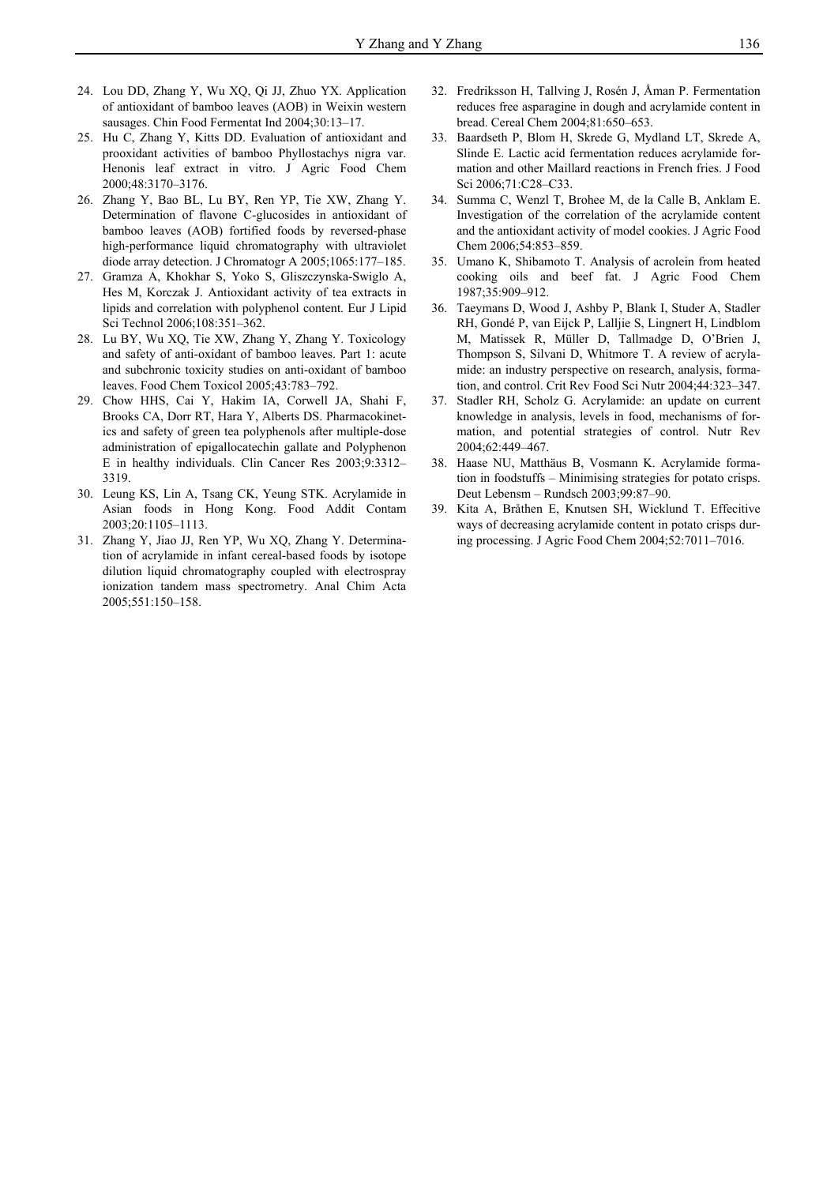24. Lou DD, Zhang Y, Wu XQ, Qi JJ, Zhuo YX. Application of antioxidant of bamboo leaves (AOB) in Weixin western sausages. Chin Food Fermentat Ind 2004;30:13–17.
25. Hu C, Zhang Y, Kitts DD. Evaluation of antioxidant and prooxidant activities of bamboo Phyllostachys nigra var. Henonis leaf extract in vitro. J Agric Food Chem 2000;48:3170–3176.
26. Zhang Y, Bao BL, Lu BY, Ren YP, Tie XW, Zhang Y. Determination of flavone C-glucosides in antioxidant of bamboo leaves (AOB) fortified foods by reversed-phase high-performance liquid chromatography with ultraviolet diode array detection. J Chromatogr A 2005;1065:177–185.
27. Gramza A, Khokhar S, Yoko S, Gliszczynska-Swiglo A, Hes M, Korczak J. Antioxidant activity of tea extracts in lipids and correlation with polyphenol content. Eur J Lipid Sci Technol 2006;108:351–362.
28. Lu BY, Wu XQ, Tie XW, Zhang Y, Zhang Y. Toxicology and safety of anti-oxidant of bamboo leaves. Part 1: acute and subchronic toxicity studies on anti-oxidant of bamboo leaves. Food Chem Toxicol 2005;43:783–792.
29. Chow HHS, Cai Y, Hakim IA, Corwell JA, Shahi F, Brooks CA, Dorr RT, Hara Y, Alberts DS. Pharmacokinetics and safety of green tea polyphenols after multiple-dose administration of epigallocatechin gallate and Polyphenon E in healthy individuals. Clin Cancer Res 2003;9:3312–3319.
30. Leung KS, Lin A, Tsang CK, Yeung STK. Acrylamide in Asian foods in Hong Kong. Food Addit Contam 2003;20:1105–1113.
31. Zhang Y, Jiao JJ, Ren YP, Wu XQ, Zhang Y. Determination of acrylamide in infant cereal-based foods by isotope dilution liquid chromatography coupled with electrospray ionization tandem mass spectrometry. Anal Chim Acta 2005;551:150–158.
32. Fredriksson H, Tallving J, Rosén J, Åman P. Fermentation reduces free asparagine in dough and acrylamide content in bread. Cereal Chem 2004;81:650–653.
33. Baardseth P, Blom H, Skrede G, Mydland LT, Skrede A, Slinde E. Lactic acid fermentation reduces acrylamide formation and other Maillard reactions in French fries. J Food Sci 2006;71:C28–C33.
34. Summa C, Wenzl T, Brohee M, de la Calle B, Anklam E. Investigation of the correlation of the acrylamide content and the antioxidant activity of model cookies. J Agric Food Chem 2006;54:853–859.
35. Umano K, Shibamoto T. Analysis of acrolein from heated cooking oils and beef fat. J Agric Food Chem 1987;35:909–912.
36. Taeymans D, Wood J, Ashby P, Blank I, Studer A, Stadler RH, Gondé P, van Eijck P, Lalljie S, Lingnert H, Lindblom M, Matissek R, Müller D, Tallmadge D, O'Brien J, Thompson S, Silvani D, Whitmore T. A review of acrylamide: an industry perspective on research, analysis, formation, and control. Crit Rev Food Sci Nutr 2004;44:323–347.
37. Stadler RH, Scholz G. Acrylamide: an update on current knowledge in analysis, levels in food, mechanisms of formation, and potential strategies of control. Nutr Rev 2004;62:449–467.
38. Haase NU, Matthäus B, Vosmann K. Acrylamide formation in foodstuffs – Minimising strategies for potato crisps. Deut Lebensm – Rundsch 2003;99:87–90.
39. Kita A, Bråthen E, Knutsen SH, Wicklund T. Effecitive ways of decreasing acrylamide content in potato crisps during processing. J Agric Food Chem 2004;52:7011–7016.